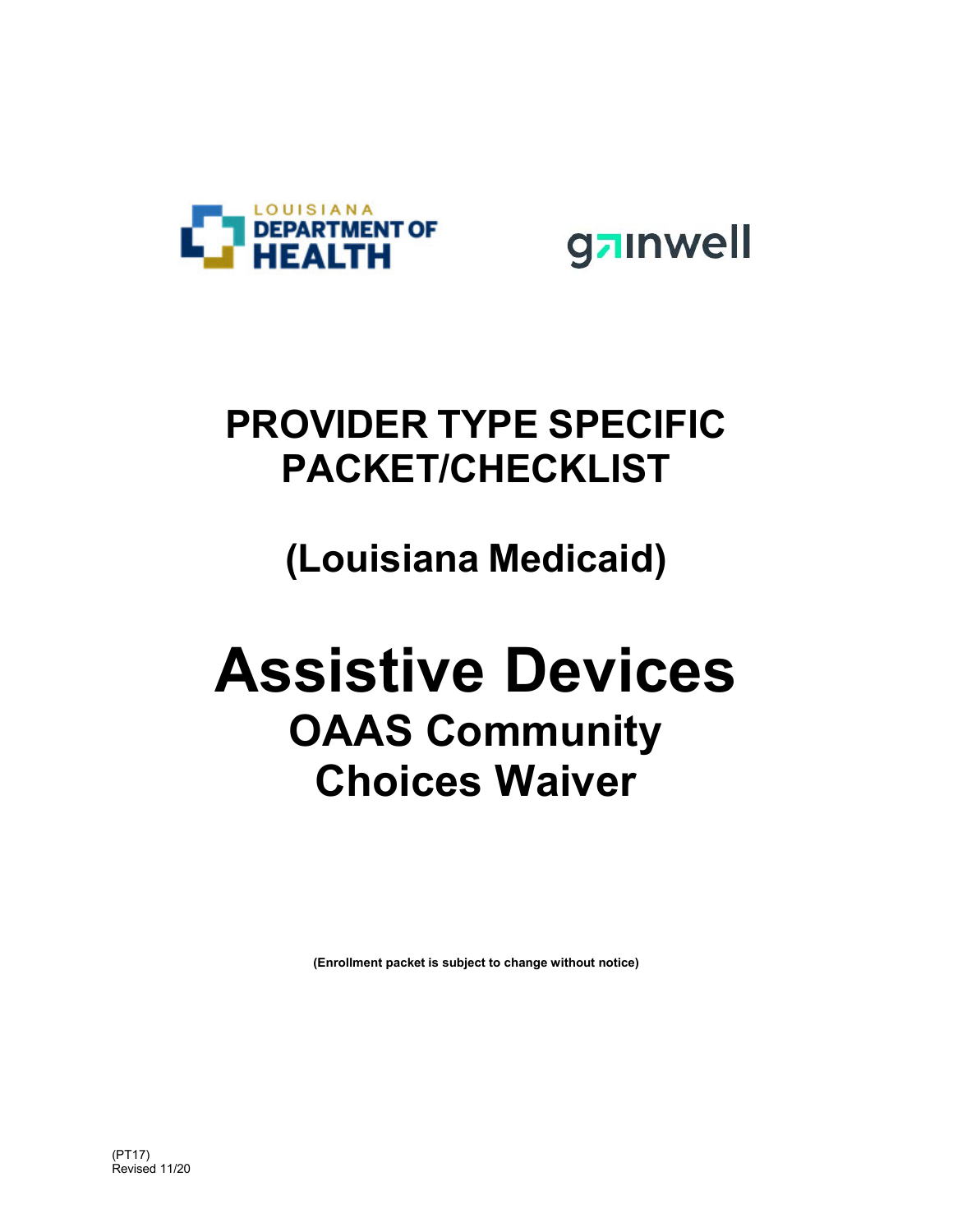# PROVIDER TYPE SPECIFIC PACKET/CHECKLIST

## (Louisiana Medicaid)

# Assistive Devices

## OAAS Community Choices Waiver

**(Enrollment packet is subject to change without notice)**

(PT17)
Revised 11/20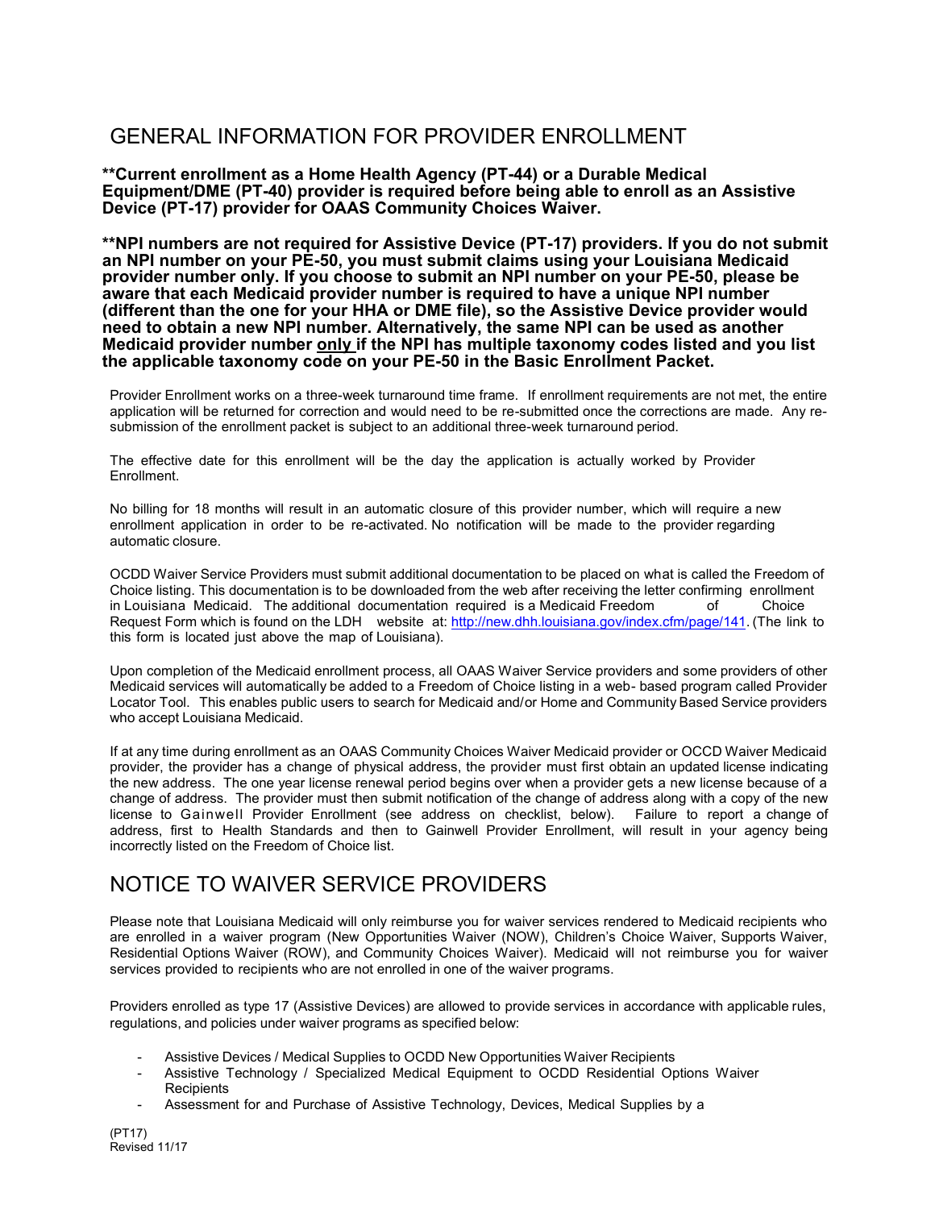# GENERAL INFORMATION FOR PROVIDER ENROLLMENT

**\*\*Current enrollment as a Home Health Agency (PT-44) or a Durable Medical Equipment/DME (PT-40) provider is required before being able to enroll as an Assistive Device (PT-17) provider for OAAS Community Choices Waiver.**

**\*\*NPI numbers are not required for Assistive Device (PT-17) providers. If you do not submit an NPI number on your PE-50, you must submit claims using your Louisiana Medicaid provider number only. If you choose to submit an NPI number on your PE-50, please be aware that each Medicaid provider number is required to have a unique NPI number (different than the one for your HHA or DME file), so the Assistive Device provider would need to obtain a new NPI number. Alternatively, the same NPI can be used as another Medicaid provider number <u>only</u> if the NPI has multiple taxonomy codes listed and you list the applicable taxonomy code on your PE-50 in the Basic Enrollment Packet.**

Provider Enrollment works on a three-week turnaround time frame. If enrollment requirements are not met, the entire application will be returned for correction and would need to be re-submitted once the corrections are made. Any re-submission of the enrollment packet is subject to an additional three-week turnaround period.

The effective date for this enrollment will be the day the application is actually worked by Provider Enrollment.

No billing for 18 months will result in an automatic closure of this provider number, which will require a new enrollment application in order to be re-activated. No notification will be made to the provider regarding automatic closure.

OCDD Waiver Service Providers must submit additional documentation to be placed on what is called the Freedom of Choice listing. This documentation is to be downloaded from the web after receiving the letter confirming enrollment in Louisiana Medicaid. The additional documentation required is a Medicaid Freedom of Choice Request Form which is found on the LDH website at: http://new.dhh.louisiana.gov/index.cfm/page/141. (The link to this form is located just above the map of Louisiana).

Upon completion of the Medicaid enrollment process, all OAAS Waiver Service providers and some providers of other Medicaid services will automatically be added to a Freedom of Choice listing in a web- based program called Provider Locator Tool. This enables public users to search for Medicaid and/or Home and Community Based Service providers who accept Louisiana Medicaid.

If at any time during enrollment as an OAAS Community Choices Waiver Medicaid provider or OCCD Waiver Medicaid provider, the provider has a change of physical address, the provider must first obtain an updated license indicating the new address. The one year license renewal period begins over when a provider gets a new license because of a change of address. The provider must then submit notification of the change of address along with a copy of the new license to Gainwell Provider Enrollment (see address on checklist, below). Failure to report a change of address, first to Health Standards and then to Gainwell Provider Enrollment, will result in your agency being incorrectly listed on the Freedom of Choice list.

# NOTICE TO WAIVER SERVICE PROVIDERS

Please note that Louisiana Medicaid will only reimburse you for waiver services rendered to Medicaid recipients who are enrolled in a waiver program (New Opportunities Waiver (NOW), Children's Choice Waiver, Supports Waiver, Residential Options Waiver (ROW), and Community Choices Waiver). Medicaid will not reimburse you for waiver services provided to recipients who are not enrolled in one of the waiver programs.

Providers enrolled as type 17 (Assistive Devices) are allowed to provide services in accordance with applicable rules, regulations, and policies under waiver programs as specified below:

- Assistive Devices / Medical Supplies to OCDD New Opportunities Waiver Recipients
- Assistive Technology / Specialized Medical Equipment to OCDD Residential Options Waiver Recipients
- Assessment for and Purchase of Assistive Technology, Devices, Medical Supplies by a

(PT17)
Revised 11/17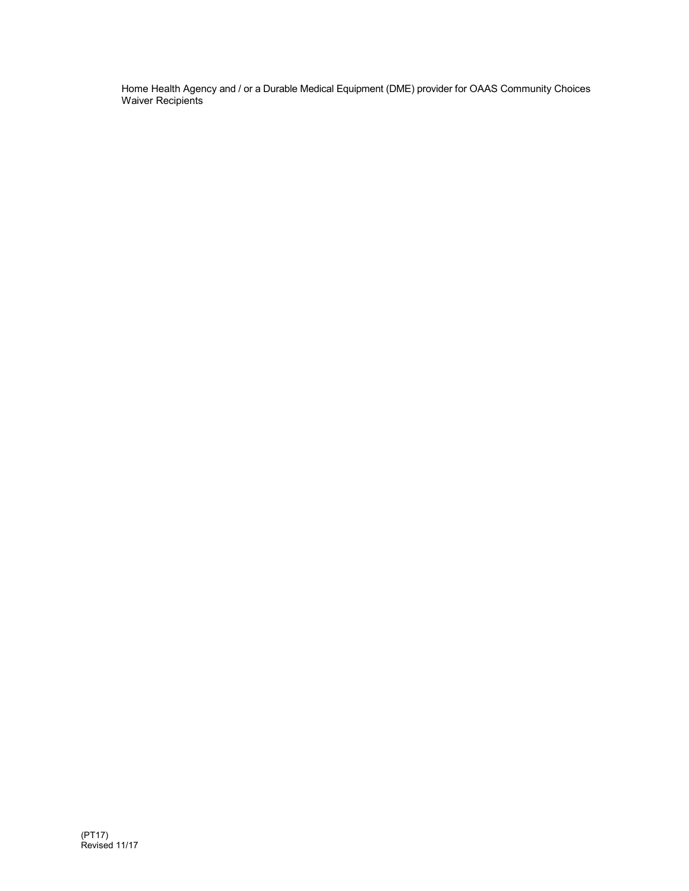Home Health Agency and / or a Durable Medical Equipment (DME) provider for OAAS Community Choices Waiver Recipients

(PT17)
Revised 11/17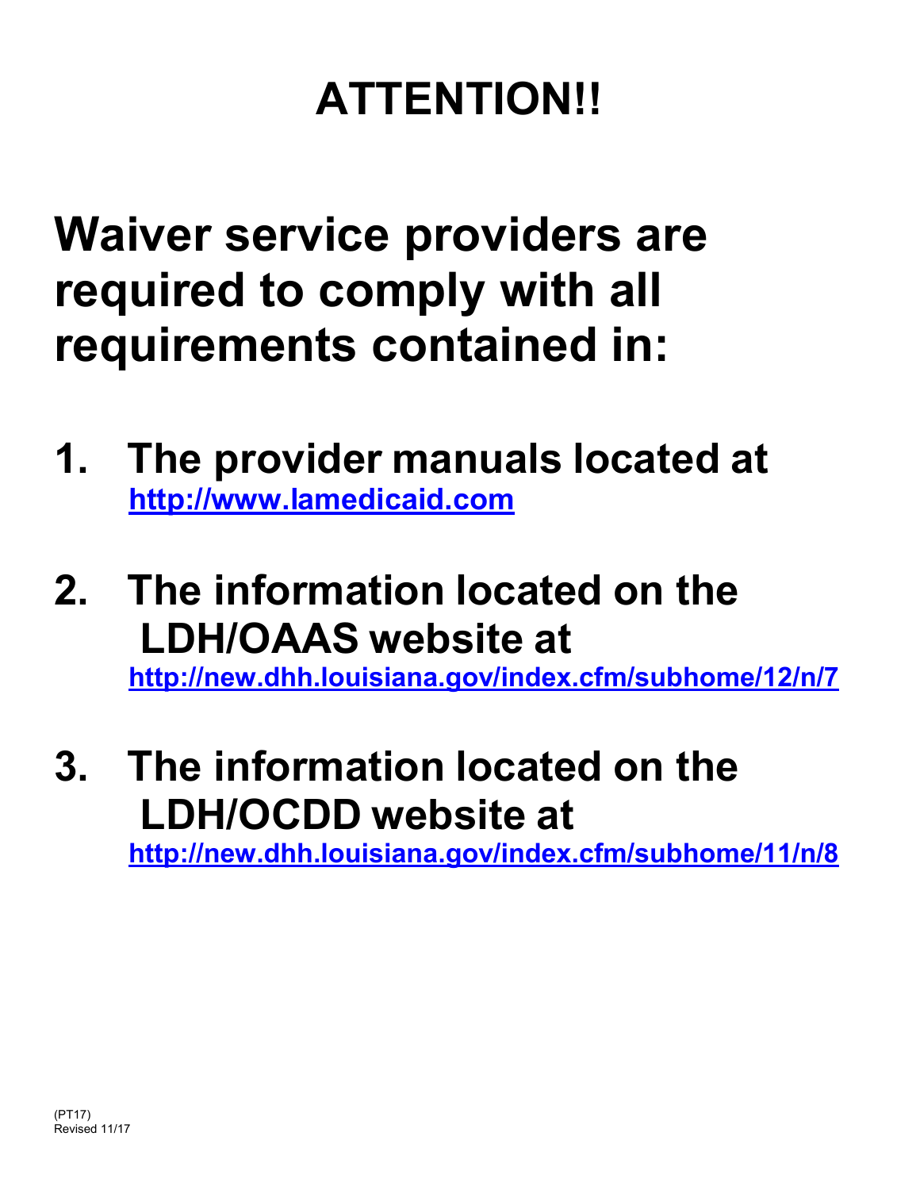# ATTENTION!!

## Waiver service providers are required to comply with all requirements contained in:

1. **The provider manuals located at**
   **http://www.lamedicaid.com**

2. **The information located on the LDH/OAAS website at**
   **http://new.dhh.louisiana.gov/index.cfm/subhome/12/n/7**

3. **The information located on the LDH/OCDD website at**
   **http://new.dhh.louisiana.gov/index.cfm/subhome/11/n/8**

(PT17)
Revised 11/17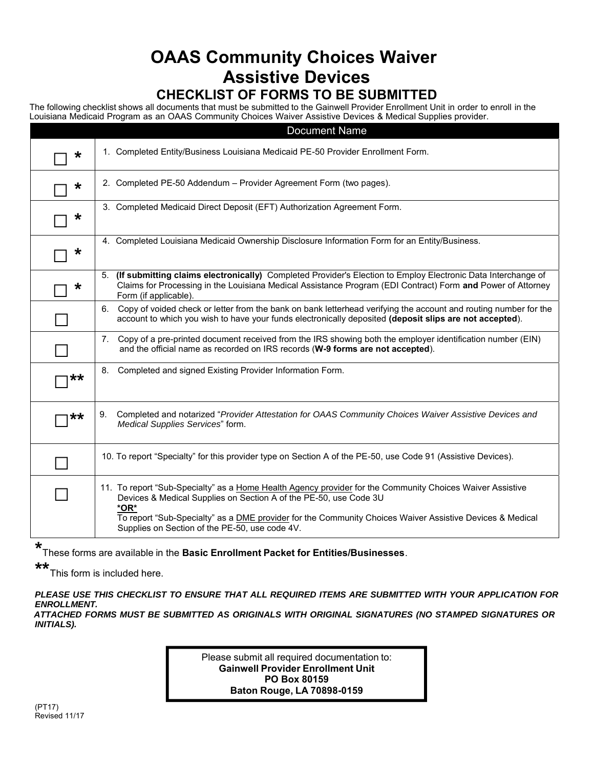# OAAS Community Choices Waiver
# Assistive Devices
## CHECKLIST OF FORMS TO BE SUBMITTED

The following checklist shows all documents that must be submitted to the Gainwell Provider Enrollment Unit in order to enroll in the Louisiana Medicaid Program as an OAAS Community Choices Waiver Assistive Devices & Medical Supplies provider.

| | Document Name |
|---|---|
| ☐ * | 1. Completed Entity/Business Louisiana Medicaid PE-50 Provider Enrollment Form. |
| ☐ * | 2. Completed PE-50 Addendum – Provider Agreement Form (two pages). |
| ☐ * | 3. Completed Medicaid Direct Deposit (EFT) Authorization Agreement Form. |
| ☐ * | 4. Completed Louisiana Medicaid Ownership Disclosure Information Form for an Entity/Business. |
| ☐ * | 5. **(If submitting claims electronically)** Completed Provider's Election to Employ Electronic Data Interchange of Claims for Processing in the Louisiana Medical Assistance Program (EDI Contract) Form **and** Power of Attorney Form (if applicable). |
| ☐ | 6. Copy of voided check or letter from the bank on bank letterhead verifying the account and routing number for the account to which you wish to have your funds electronically deposited **(deposit slips are not accepted)**. |
| ☐ | 7. Copy of a pre-printed document received from the IRS showing both the employer identification number (EIN) and the official name as recorded on IRS records (**W-9 forms are not accepted**). |
| ☐ ** | 8. Completed and signed Existing Provider Information Form. |
| ☐ ** | 9. Completed and notarized "*Provider Attestation for OAAS Community Choices Waiver Assistive Devices and Medical Supplies Services*" form. |
| ☐ | 10. To report "Specialty" for this provider type on Section A of the PE-50, use Code 91 (Assistive Devices). |
| ☐ | 11. To report "Sub-Specialty" as a Home Health Agency provider for the Community Choices Waiver Assistive Devices & Medical Supplies on Section A of the PE-50, use Code 3U<br>**\*OR\***<br>To report "Sub-Specialty" as a DME provider for the Community Choices Waiver Assistive Devices & Medical Supplies on Section of the PE-50, use code 4V. |

*These forms are available in the **Basic Enrollment Packet for Entities/Businesses**.

**This form is included here.

***PLEASE USE THIS CHECKLIST TO ENSURE THAT ALL REQUIRED ITEMS ARE SUBMITTED WITH YOUR APPLICATION FOR ENROLLMENT.***

***ATTACHED FORMS MUST BE SUBMITTED AS ORIGINALS WITH ORIGINAL SIGNATURES (NO STAMPED SIGNATURES OR INITIALS).***

Please submit all required documentation to:
**Gainwell Provider Enrollment Unit**
**PO Box 80159**
**Baton Rouge, LA 70898-0159**

(PT17)
Revised 11/17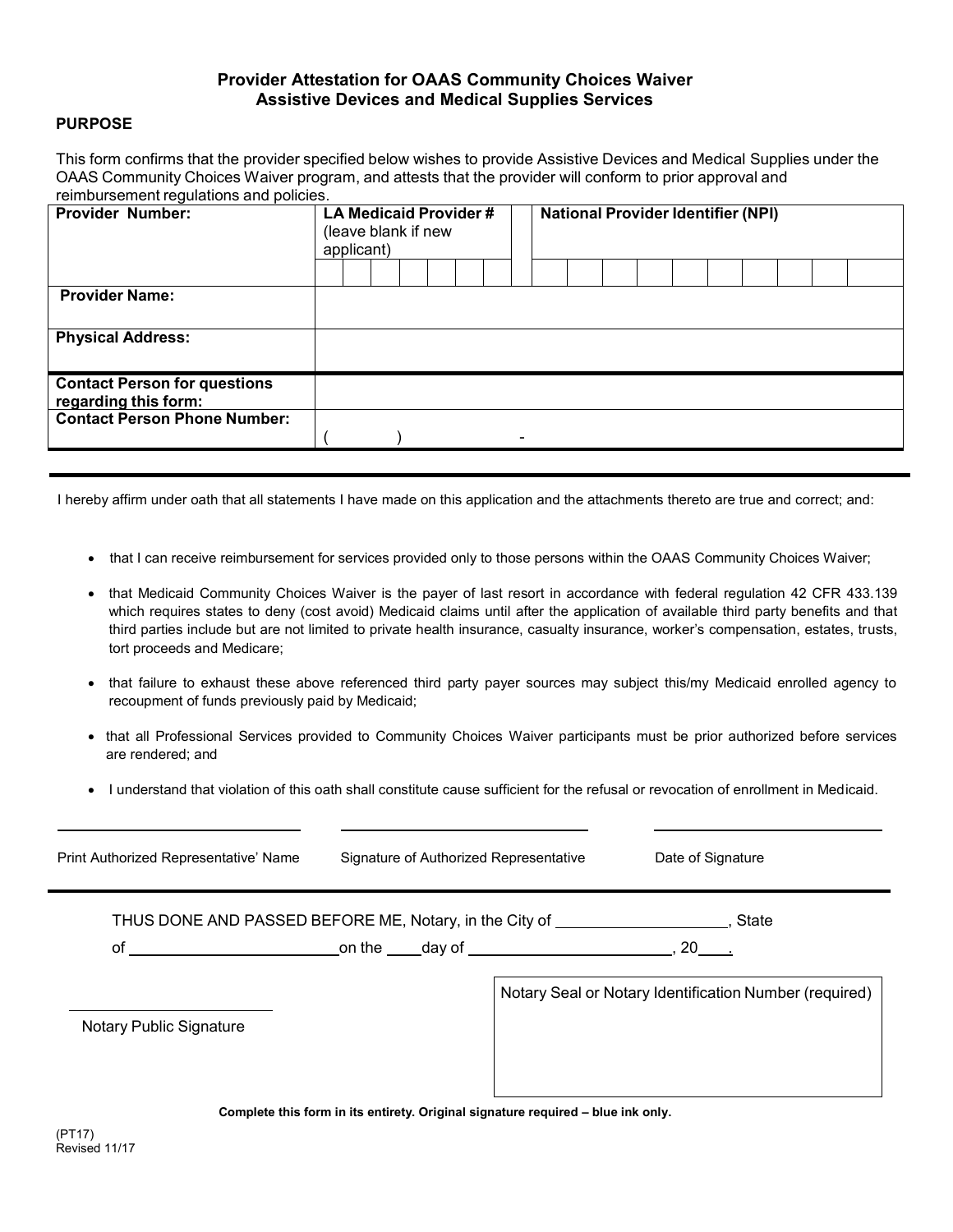## Provider Attestation for OAAS Community Choices Waiver Assistive Devices and Medical Supplies Services

**PURPOSE**

This form confirms that the provider specified below wishes to provide Assistive Devices and Medical Supplies under the OAAS Community Choices Waiver program, and attests that the provider will conform to prior approval and reimbursement regulations and policies.

| **Provider Number:** | **LA Medicaid Provider #** (leave blank if new applicant) | **National Provider Identifier (NPI)** |
|---|---|---|
| | | |
| **Provider Name:** | | |
| **Physical Address:** | | |
| **Contact Person for questions regarding this form:** | | |
| **Contact Person Phone Number:** | (     )     - | |

I hereby affirm under oath that all statements I have made on this application and the attachments thereto are true and correct; and:

- that I can receive reimbursement for services provided only to those persons within the OAAS Community Choices Waiver;
- that Medicaid Community Choices Waiver is the payer of last resort in accordance with federal regulation 42 CFR 433.139 which requires states to deny (cost avoid) Medicaid claims until after the application of available third party benefits and that third parties include but are not limited to private health insurance, casualty insurance, worker's compensation, estates, trusts, tort proceeds and Medicare;
- that failure to exhaust these above referenced third party payer sources may subject this/my Medicaid enrolled agency to recoupment of funds previously paid by Medicaid;
- that all Professional Services provided to Community Choices Waiver participants must be prior authorized before services are rendered; and
- I understand that violation of this oath shall constitute cause sufficient for the refusal or revocation of enrollment in Medicaid.

______________________________ ______________________________ ______________________________

Print Authorized Representative' Name    Signature of Authorized Representative    Date of Signature

THUS DONE AND PASSED BEFORE ME, Notary, in the City of ____________________, State of ________________________ on the ____ day of ________________________, 20___.

______________________________

Notary Public Signature

Notary Seal or Notary Identification Number (required)

**Complete this form in its entirety. Original signature required – blue ink only.**

(PT17)
Revised 11/17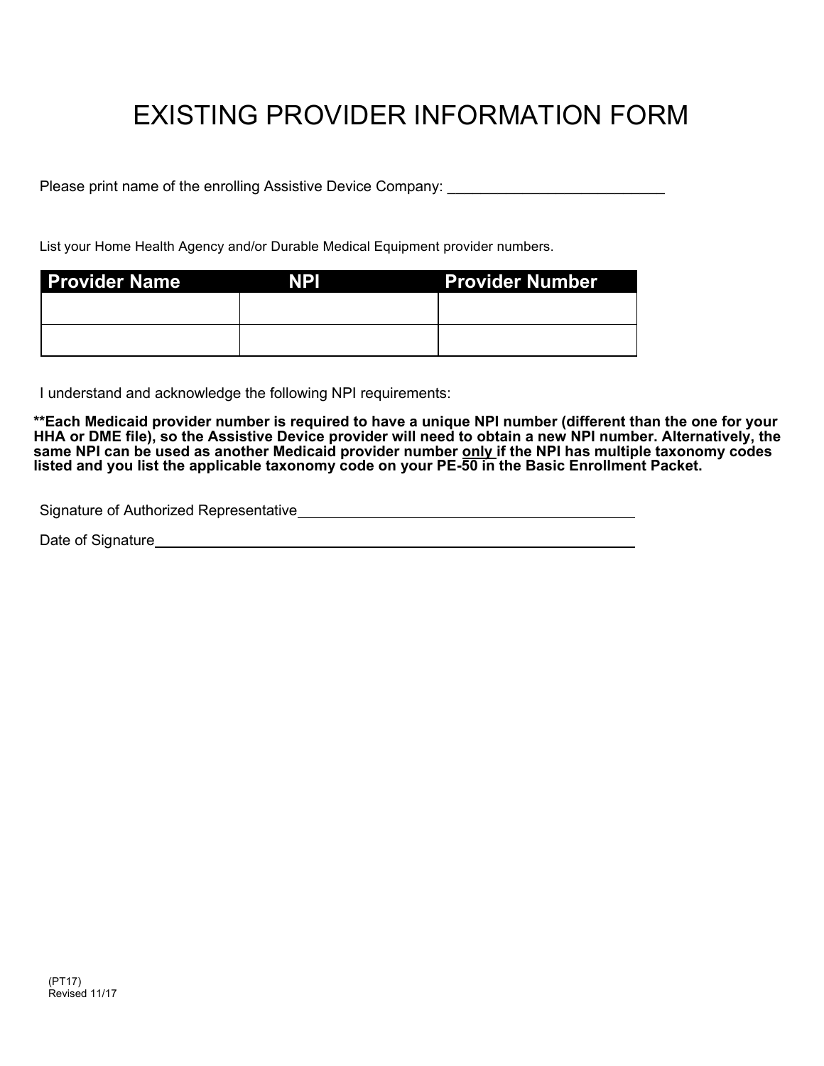# EXISTING PROVIDER INFORMATION FORM

Please print name of the enrolling Assistive Device Company: ___________________________

List your Home Health Agency and/or Durable Medical Equipment provider numbers.

| Provider Name | NPI | Provider Number |
|---|---|---|
| | | |
| | | |

I understand and acknowledge the following NPI requirements:

**\*\*Each Medicaid provider number is required to have a unique NPI number (different than the one for your HHA or DME file), so the Assistive Device provider will need to obtain a new NPI number. Alternatively, the same NPI can be used as another Medicaid provider number <u>only</u> if the NPI has multiple taxonomy codes listed and you list the applicable taxonomy code on your PE-50 in the Basic Enrollment Packet.**

Signature of Authorized Representative___________________________________________

Date of Signature___________________________________________

(PT17)
Revised 11/17